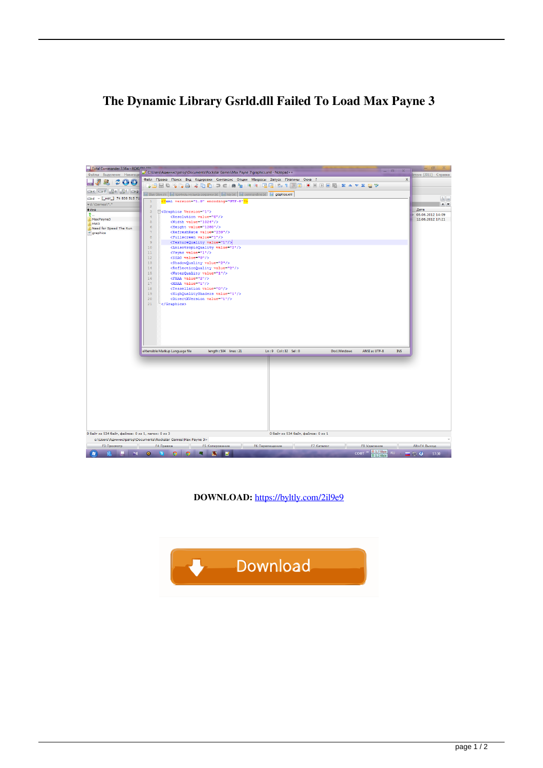# The Dynamic Library Gsrld.dll Failed To Load Max Payne 3

**DOWNLOAD:** https://byltly.com/2il9e9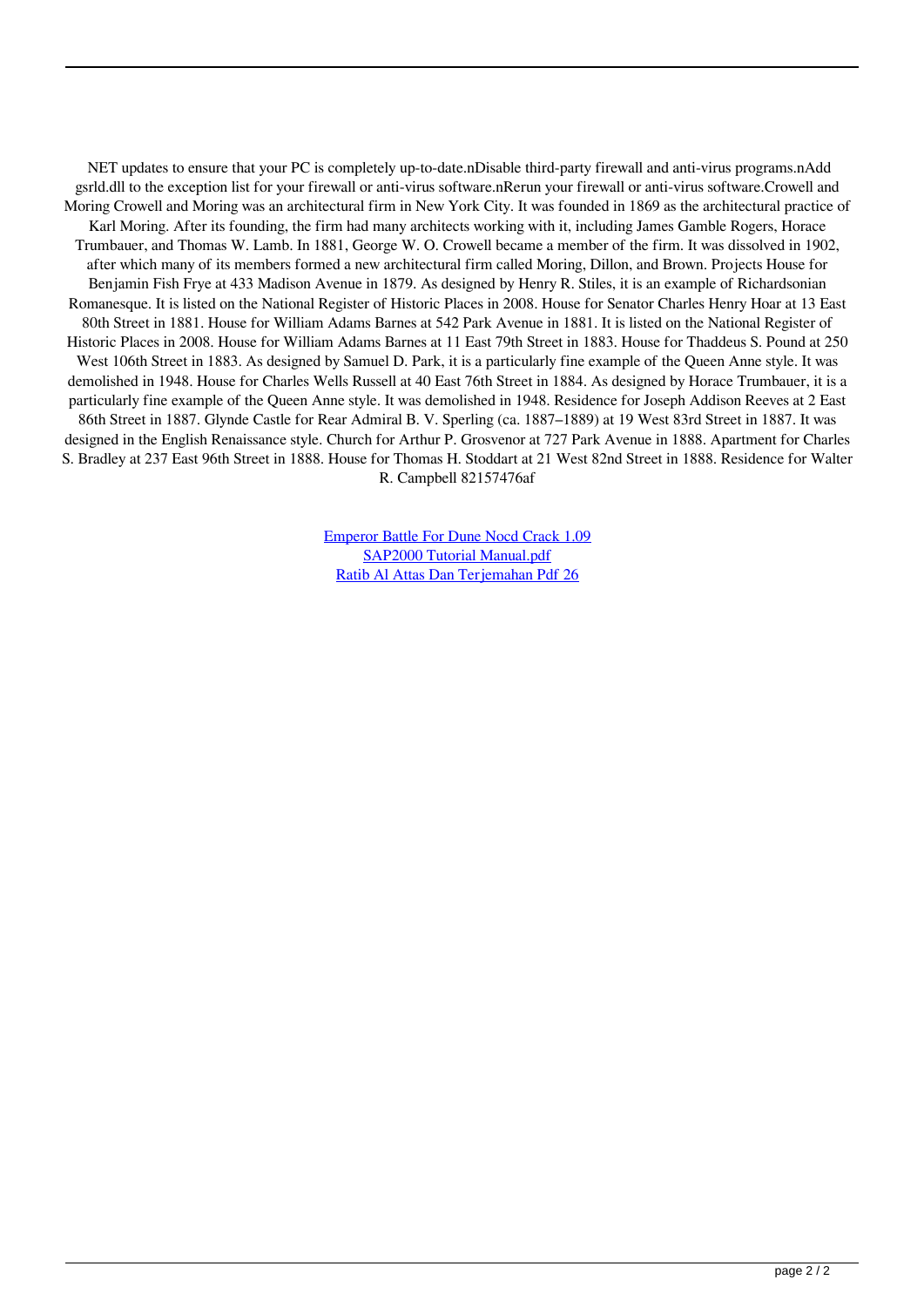NET updates to ensure that your PC is completely up-to-date.nDisable third-party firewall and anti-virus programs.nAdd gsrld.dll to the exception list for your firewall or anti-virus software.nRerun your firewall or anti-virus software.Crowell and Moring Crowell and Moring was an architectural firm in New York City. It was founded in 1869 as the architectural practice of Karl Moring. After its founding, the firm had many architects working with it, including James Gamble Rogers, Horace Trumbauer, and Thomas W. Lamb. In 1881, George W. O. Crowell became a member of the firm. It was dissolved in 1902, after which many of its members formed a new architectural firm called Moring, Dillon, and Brown. Projects House for Benjamin Fish Frye at 433 Madison Avenue in 1879. As designed by Henry R. Stiles, it is an example of Richardsonian Romanesque. It is listed on the National Register of Historic Places in 2008. House for Senator Charles Henry Hoar at 13 East 80th Street in 1881. House for William Adams Barnes at 542 Park Avenue in 1881. It is listed on the National Register of Historic Places in 2008. House for William Adams Barnes at 11 East 79th Street in 1883. House for Thaddeus S. Pound at 250 West 106th Street in 1883. As designed by Samuel D. Park, it is a particularly fine example of the Queen Anne style. It was demolished in 1948. House for Charles Wells Russell at 40 East 76th Street in 1884. As designed by Horace Trumbauer, it is a particularly fine example of the Queen Anne style. It was demolished in 1948. Residence for Joseph Addison Reeves at 2 East 86th Street in 1887. Glynde Castle for Rear Admiral B. V. Sperling (ca. 1887–1889) at 19 West 83rd Street in 1887. It was designed in the English Renaissance style. Church for Arthur P. Grosvenor at 727 Park Avenue in 1888. Apartment for Charles S. Bradley at 237 East 96th Street in 1888. House for Thomas H. Stoddart at 21 West 82nd Street in 1888. Residence for Walter R. Campbell 82157476af

Emperor Battle For Dune Nocd Crack 1.09
SAP2000 Tutorial Manual.pdf
Ratib Al Attas Dan Terjemahan Pdf 26